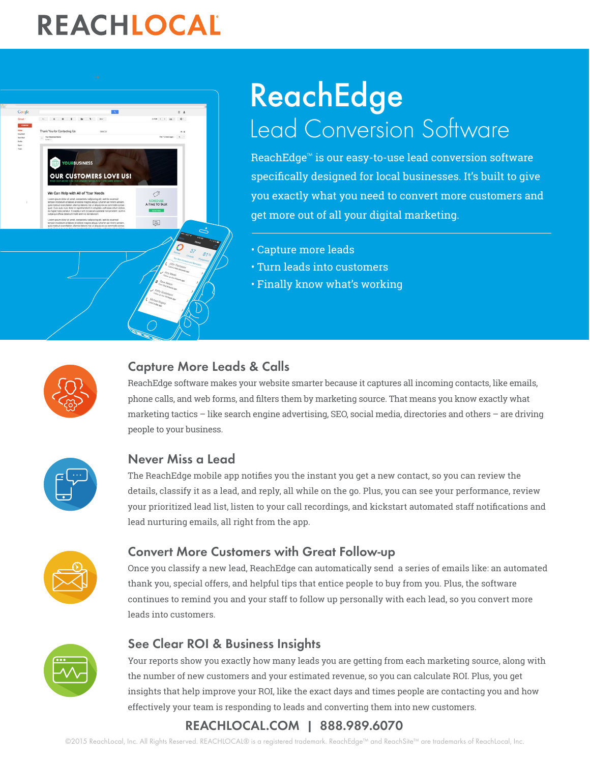# REACHLOCAL

# ReachEdge

## Lead Conversion Software

ReachEdge™ is our easy-to-use lead conversion software specifically designed for local businesses. It's built to give you exactly what you need to convert more customers and get more out of all your digital marketing.

- Capture more leads
- Turn leads into customers
- Finally know what's working

## Capture More Leads & Calls

ReachEdge software makes your website smarter because it captures all incoming contacts, like emails, phone calls, and web forms, and filters them by marketing source. That means you know exactly what marketing tactics – like search engine advertising, SEO, social media, directories and others – are driving people to your business.

## Never Miss a Lead

The ReachEdge mobile app notifies you the instant you get a new contact, so you can review the details, classify it as a lead, and reply, all while on the go. Plus, you can see your performance, review your prioritized lead list, listen to your call recordings, and kickstart automated staff notifications and lead nurturing emails, all right from the app.

## Convert More Customers with Great Follow-up

Once you classify a new lead, ReachEdge can automatically send a series of emails like: an automated thank you, special offers, and helpful tips that entice people to buy from you. Plus, the software continues to remind you and your staff to follow up personally with each lead, so you convert more leads into customers.

## See Clear ROI & Business Insights

Your reports show you exactly how many leads you are getting from each marketing source, along with the number of new customers and your estimated revenue, so you can calculate ROI. Plus, you get insights that help improve your ROI, like the exact days and times people are contacting you and how effectively your team is responding to leads and converting them into new customers.

**REACHLOCAL.COM | 888.989.6070**

©2015 ReachLocal, Inc. All Rights Reserved. REACHLOCAL® is a registered trademark. ReachEdge™ and ReachSite™ are trademarks of ReachLocal, Inc.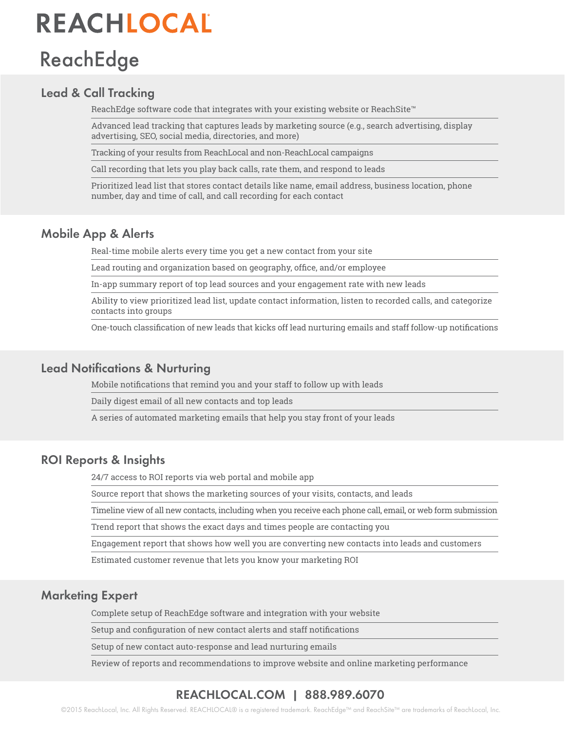# REACHLOCAL

# ReachEdge

## Lead & Call Tracking

- ReachEdge software code that integrates with your existing website or ReachSite™
- Advanced lead tracking that captures leads by marketing source (e.g., search advertising, display advertising, SEO, social media, directories, and more)
- Tracking of your results from ReachLocal and non-ReachLocal campaigns
- Call recording that lets you play back calls, rate them, and respond to leads
- Prioritized lead list that stores contact details like name, email address, business location, phone number, day and time of call, and call recording for each contact

## Mobile App & Alerts

- Real-time mobile alerts every time you get a new contact from your site
- Lead routing and organization based on geography, office, and/or employee
- In-app summary report of top lead sources and your engagement rate with new leads
- Ability to view prioritized lead list, update contact information, listen to recorded calls, and categorize contacts into groups
- One-touch classification of new leads that kicks off lead nurturing emails and staff follow-up notifications

## Lead Notifications & Nurturing

- Mobile notifications that remind you and your staff to follow up with leads
- Daily digest email of all new contacts and top leads
- A series of automated marketing emails that help you stay front of your leads

## ROI Reports & Insights

- 24/7 access to ROI reports via web portal and mobile app
- Source report that shows the marketing sources of your visits, contacts, and leads
- Timeline view of all new contacts, including when you receive each phone call, email, or web form submission
- Trend report that shows the exact days and times people are contacting you
- Engagement report that shows how well you are converting new contacts into leads and customers
- Estimated customer revenue that lets you know your marketing ROI

## Marketing Expert

- Complete setup of ReachEdge software and integration with your website
- Setup and configuration of new contact alerts and staff notifications
- Setup of new contact auto-response and lead nurturing emails
- Review of reports and recommendations to improve website and online marketing performance

**REACHLOCAL.COM | 888.989.6070**

©2015 ReachLocal, Inc. All Rights Reserved. REACHLOCAL® is a registered trademark. ReachEdge™ and ReachSite™ are trademarks of ReachLocal, Inc.